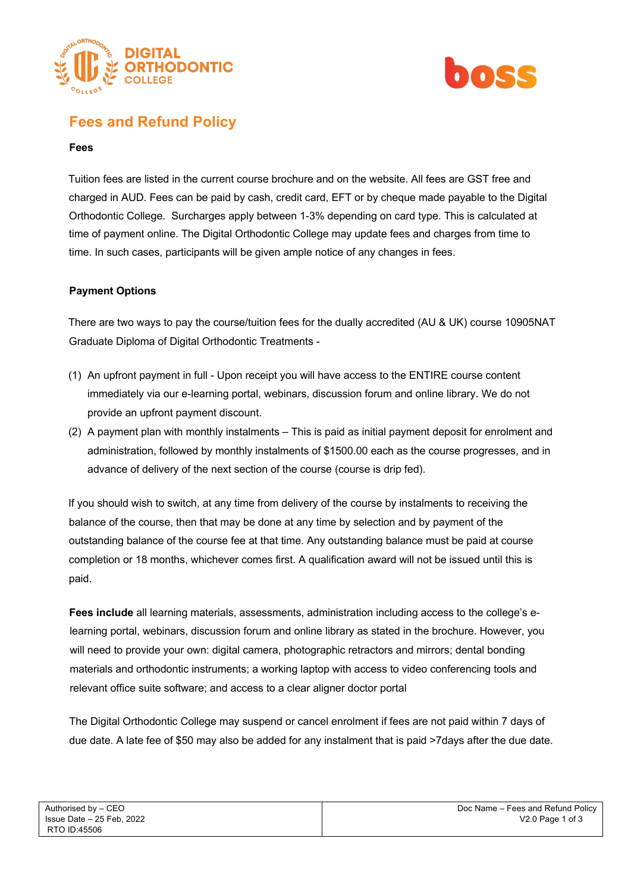# Fees and Refund Policy

**Fees**

Tuition fees are listed in the current course brochure and on the website. All fees are GST free and charged in AUD. Fees can be paid by cash, credit card, EFT or by cheque made payable to the Digital Orthodontic College. Surcharges apply between 1-3% depending on card type. This is calculated at time of payment online. The Digital Orthodontic College may update fees and charges from time to time. In such cases, participants will be given ample notice of any changes in fees.

**Payment Options**

There are two ways to pay the course/tuition fees for the dually accredited (AU & UK) course 10905NAT Graduate Diploma of Digital Orthodontic Treatments -

(1) An upfront payment in full - Upon receipt you will have access to the ENTIRE course content immediately via our e-learning portal, webinars, discussion forum and online library. We do not provide an upfront payment discount.

(2) A payment plan with monthly instalments – This is paid as initial payment deposit for enrolment and administration, followed by monthly instalments of $1500.00 each as the course progresses, and in advance of delivery of the next section of the course (course is drip fed).

If you should wish to switch, at any time from delivery of the course by instalments to receiving the balance of the course, then that may be done at any time by selection and by payment of the outstanding balance of the course fee at that time. Any outstanding balance must be paid at course completion or 18 months, whichever comes first. A qualification award will not be issued until this is paid.

**Fees include** all learning materials, assessments, administration including access to the college's e-learning portal, webinars, discussion forum and online library as stated in the brochure. However, you will need to provide your own: digital camera, photographic retractors and mirrors; dental bonding materials and orthodontic instruments; a working laptop with access to video conferencing tools and relevant office suite software; and access to a clear aligner doctor portal

The Digital Orthodontic College may suspend or cancel enrolment if fees are not paid within 7 days of due date. A late fee of $50 may also be added for any instalment that is paid >7days after the due date.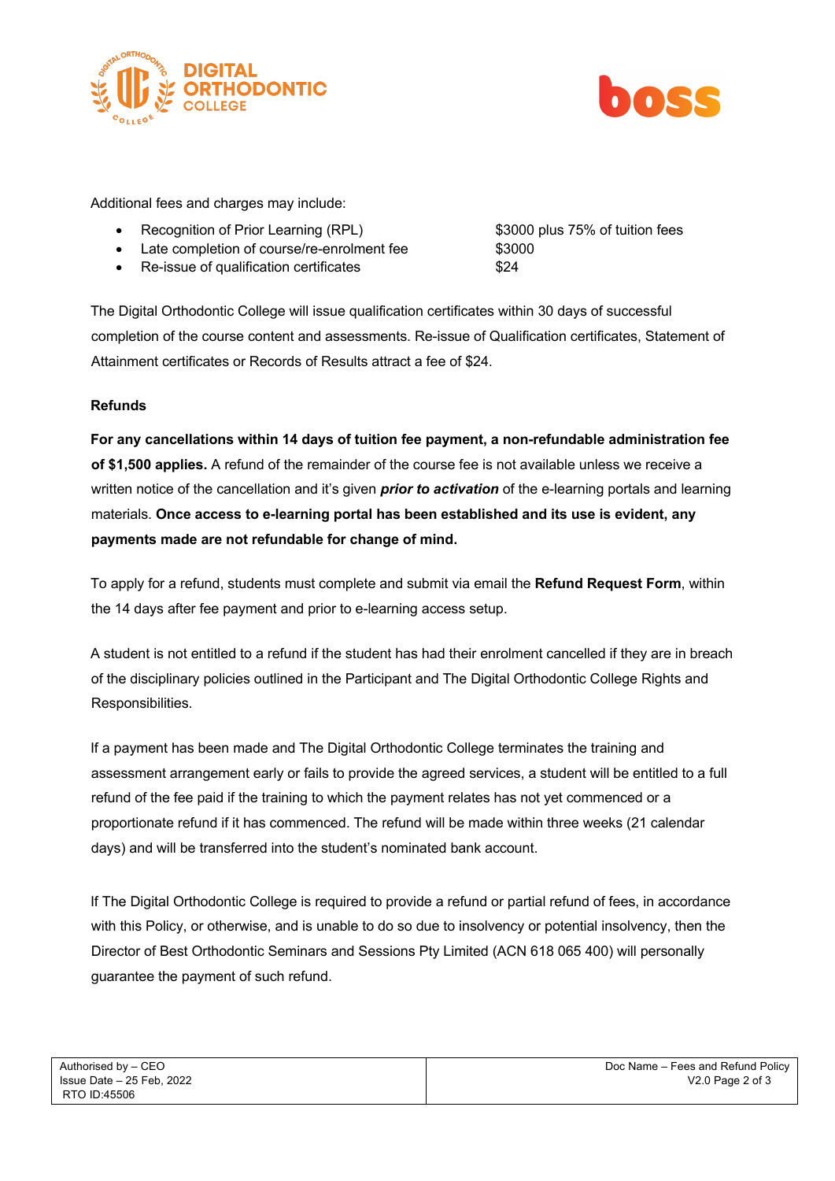Additional fees and charges may include:

- Recognition of Prior Learning (RPL) — $3000 plus 75% of tuition fees
- Late completion of course/re-enrolment fee — $3000
- Re-issue of qualification certificates — $24

The Digital Orthodontic College will issue qualification certificates within 30 days of successful completion of the course content and assessments. Re-issue of Qualification certificates, Statement of Attainment certificates or Records of Results attract a fee of $24.

**Refunds**

**For any cancellations within 14 days of tuition fee payment, a non-refundable administration fee of $1,500 applies.** A refund of the remainder of the course fee is not available unless we receive a written notice of the cancellation and it's given ***prior to activation*** of the e-learning portals and learning materials. **Once access to e-learning portal has been established and its use is evident, any payments made are not refundable for change of mind.**

To apply for a refund, students must complete and submit via email the **Refund Request Form**, within the 14 days after fee payment and prior to e-learning access setup.

A student is not entitled to a refund if the student has had their enrolment cancelled if they are in breach of the disciplinary policies outlined in the Participant and The Digital Orthodontic College Rights and Responsibilities.

If a payment has been made and The Digital Orthodontic College terminates the training and assessment arrangement early or fails to provide the agreed services, a student will be entitled to a full refund of the fee paid if the training to which the payment relates has not yet commenced or a proportionate refund if it has commenced. The refund will be made within three weeks (21 calendar days) and will be transferred into the student's nominated bank account.

If The Digital Orthodontic College is required to provide a refund or partial refund of fees, in accordance with this Policy, or otherwise, and is unable to do so due to insolvency or potential insolvency, then the Director of Best Orthodontic Seminars and Sessions Pty Limited (ACN 618 065 400) will personally guarantee the payment of such refund.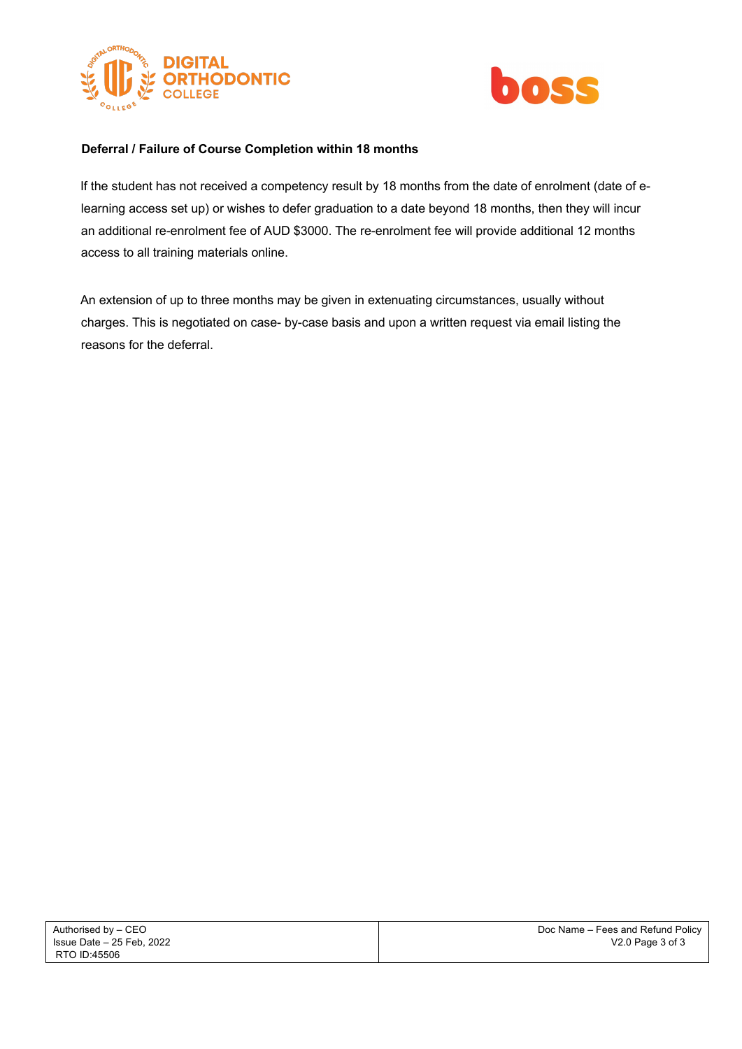### Deferral / Failure of Course Completion within 18 months

If the student has not received a competency result by 18 months from the date of enrolment (date of e-learning access set up) or wishes to defer graduation to a date beyond 18 months, then they will incur an additional re-enrolment fee of AUD $3000. The re-enrolment fee will provide additional 12 months access to all training materials online.

An extension of up to three months may be given in extenuating circumstances, usually without charges. This is negotiated on case- by-case basis and upon a written request via email listing the reasons for the deferral.